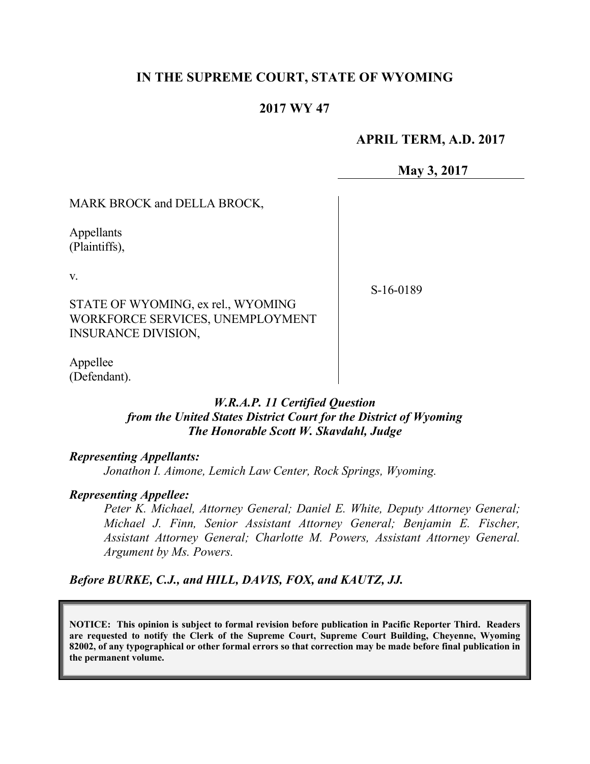# IN THE SUPREME COURT, STATE OF WYOMING

## 2017 WY 47

**APRIL TERM, A.D. 2017**

**May 3, 2017**

MARK BROCK and DELLA BROCK,

Appellants
(Plaintiffs),

v.

STATE OF WYOMING, ex rel., WYOMING WORKFORCE SERVICES, UNEMPLOYMENT INSURANCE DIVISION,

Appellee
(Defendant).

S-16-0189

***W.R.A.P. 11 Certified Question***
***from the United States District Court for the District of Wyoming***
***The Honorable Scott W. Skavdahl, Judge***

***Representing Appellants:***

*Jonathon I. Aimone, Lemich Law Center, Rock Springs, Wyoming.*

***Representing Appellee:***

*Peter K. Michael, Attorney General; Daniel E. White, Deputy Attorney General; Michael J. Finn, Senior Assistant Attorney General; Benjamin E. Fischer, Assistant Attorney General; Charlotte M. Powers, Assistant Attorney General. Argument by Ms. Powers.*

***Before BURKE, C.J., and HILL, DAVIS, FOX, and KAUTZ, JJ.***

**NOTICE: This opinion is subject to formal revision before publication in Pacific Reporter Third. Readers are requested to notify the Clerk of the Supreme Court, Supreme Court Building, Cheyenne, Wyoming 82002, of any typographical or other formal errors so that correction may be made before final publication in the permanent volume.**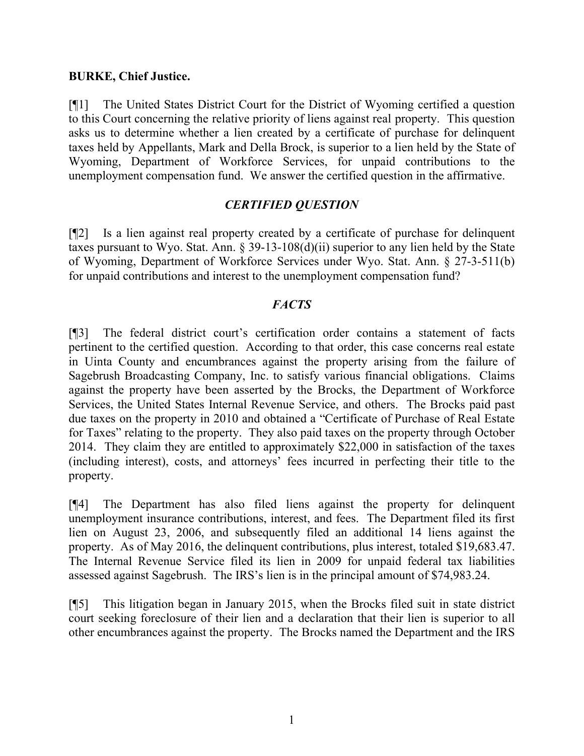**BURKE, Chief Justice.**

[¶1] The United States District Court for the District of Wyoming certified a question to this Court concerning the relative priority of liens against real property. This question asks us to determine whether a lien created by a certificate of purchase for delinquent taxes held by Appellants, Mark and Della Brock, is superior to a lien held by the State of Wyoming, Department of Workforce Services, for unpaid contributions to the unemployment compensation fund. We answer the certified question in the affirmative.

## *CERTIFIED QUESTION*

[¶2] Is a lien against real property created by a certificate of purchase for delinquent taxes pursuant to Wyo. Stat. Ann. § 39-13-108(d)(ii) superior to any lien held by the State of Wyoming, Department of Workforce Services under Wyo. Stat. Ann. § 27-3-511(b) for unpaid contributions and interest to the unemployment compensation fund?

## *FACTS*

[¶3] The federal district court's certification order contains a statement of facts pertinent to the certified question. According to that order, this case concerns real estate in Uinta County and encumbrances against the property arising from the failure of Sagebrush Broadcasting Company, Inc. to satisfy various financial obligations. Claims against the property have been asserted by the Brocks, the Department of Workforce Services, the United States Internal Revenue Service, and others. The Brocks paid past due taxes on the property in 2010 and obtained a "Certificate of Purchase of Real Estate for Taxes" relating to the property. They also paid taxes on the property through October 2014. They claim they are entitled to approximately $22,000 in satisfaction of the taxes (including interest), costs, and attorneys' fees incurred in perfecting their title to the property.

[¶4] The Department has also filed liens against the property for delinquent unemployment insurance contributions, interest, and fees. The Department filed its first lien on August 23, 2006, and subsequently filed an additional 14 liens against the property. As of May 2016, the delinquent contributions, plus interest, totaled $19,683.47. The Internal Revenue Service filed its lien in 2009 for unpaid federal tax liabilities assessed against Sagebrush. The IRS's lien is in the principal amount of $74,983.24.

[¶5] This litigation began in January 2015, when the Brocks filed suit in state district court seeking foreclosure of their lien and a declaration that their lien is superior to all other encumbrances against the property. The Brocks named the Department and the IRS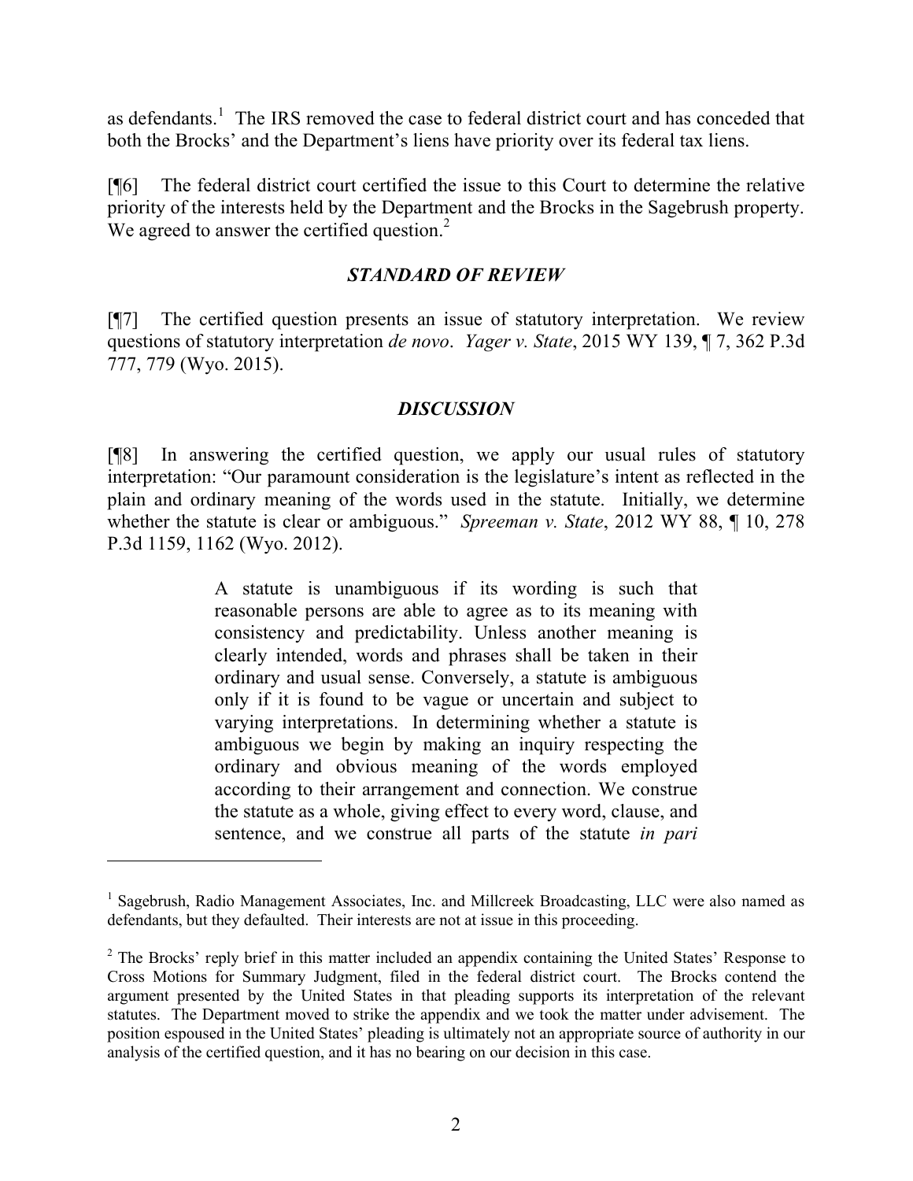as defendants.[1] The IRS removed the case to federal district court and has conceded that both the Brocks' and the Department's liens have priority over its federal tax liens.

[¶6] The federal district court certified the issue to this Court to determine the relative priority of the interests held by the Department and the Brocks in the Sagebrush property. We agreed to answer the certified question.[2]

### *STANDARD OF REVIEW*

[¶7] The certified question presents an issue of statutory interpretation. We review questions of statutory interpretation *de novo*. *Yager v. State*, 2015 WY 139, ¶ 7, 362 P.3d 777, 779 (Wyo. 2015).

### *DISCUSSION*

[¶8] In answering the certified question, we apply our usual rules of statutory interpretation: "Our paramount consideration is the legislature's intent as reflected in the plain and ordinary meaning of the words used in the statute. Initially, we determine whether the statute is clear or ambiguous." *Spreeman v. State*, 2012 WY 88, ¶ 10, 278 P.3d 1159, 1162 (Wyo. 2012).

> A statute is unambiguous if its wording is such that reasonable persons are able to agree as to its meaning with consistency and predictability. Unless another meaning is clearly intended, words and phrases shall be taken in their ordinary and usual sense. Conversely, a statute is ambiguous only if it is found to be vague or uncertain and subject to varying interpretations. In determining whether a statute is ambiguous we begin by making an inquiry respecting the ordinary and obvious meaning of the words employed according to their arrangement and connection. We construe the statute as a whole, giving effect to every word, clause, and sentence, and we construe all parts of the statute *in pari*

---

[1] Sagebrush, Radio Management Associates, Inc. and Millcreek Broadcasting, LLC were also named as defendants, but they defaulted. Their interests are not at issue in this proceeding.

[2] The Brocks' reply brief in this matter included an appendix containing the United States' Response to Cross Motions for Summary Judgment, filed in the federal district court. The Brocks contend the argument presented by the United States in that pleading supports its interpretation of the relevant statutes. The Department moved to strike the appendix and we took the matter under advisement. The position espoused in the United States' pleading is ultimately not an appropriate source of authority in our analysis of the certified question, and it has no bearing on our decision in this case.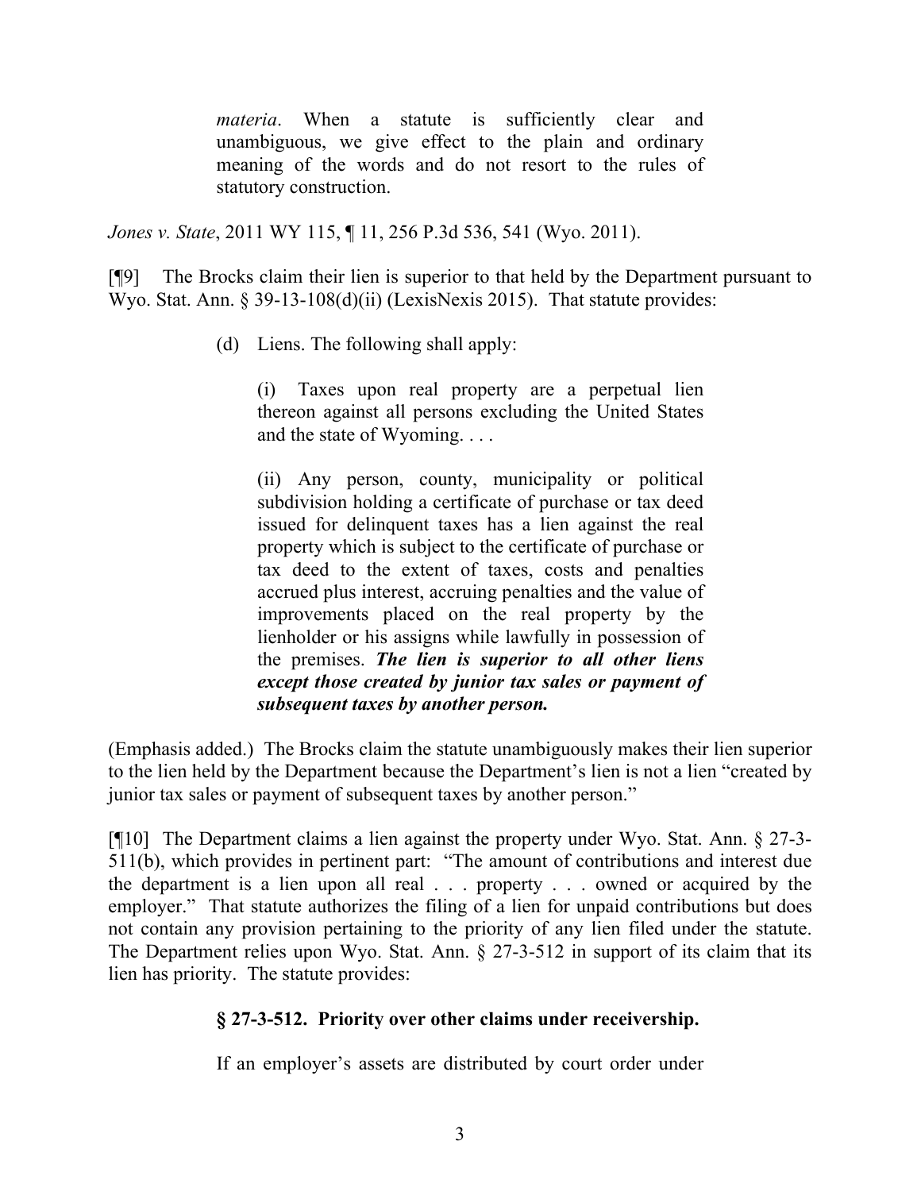> *materia*. When a statute is sufficiently clear and unambiguous, we give effect to the plain and ordinary meaning of the words and do not resort to the rules of statutory construction.

*Jones v. State*, 2011 WY 115, ¶ 11, 256 P.3d 536, 541 (Wyo. 2011).

[¶9] The Brocks claim their lien is superior to that held by the Department pursuant to Wyo. Stat. Ann. § 39-13-108(d)(ii) (LexisNexis 2015). That statute provides:

> (d) Liens. The following shall apply:
>
> > (i) Taxes upon real property are a perpetual lien thereon against all persons excluding the United States and the state of Wyoming. . . .
> >
> > (ii) Any person, county, municipality or political subdivision holding a certificate of purchase or tax deed issued for delinquent taxes has a lien against the real property which is subject to the certificate of purchase or tax deed to the extent of taxes, costs and penalties accrued plus interest, accruing penalties and the value of improvements placed on the real property by the lienholder or his assigns while lawfully in possession of the premises. ***The lien is superior to all other liens except those created by junior tax sales or payment of subsequent taxes by another person.***

(Emphasis added.) The Brocks claim the statute unambiguously makes their lien superior to the lien held by the Department because the Department's lien is not a lien "created by junior tax sales or payment of subsequent taxes by another person."

[¶10] The Department claims a lien against the property under Wyo. Stat. Ann. § 27-3-511(b), which provides in pertinent part: "The amount of contributions and interest due the department is a lien upon all real . . . property . . . owned or acquired by the employer." That statute authorizes the filing of a lien for unpaid contributions but does not contain any provision pertaining to the priority of any lien filed under the statute. The Department relies upon Wyo. Stat. Ann. § 27-3-512 in support of its claim that its lien has priority. The statute provides:

> **§ 27-3-512. Priority over other claims under receivership.**
>
> If an employer's assets are distributed by court order under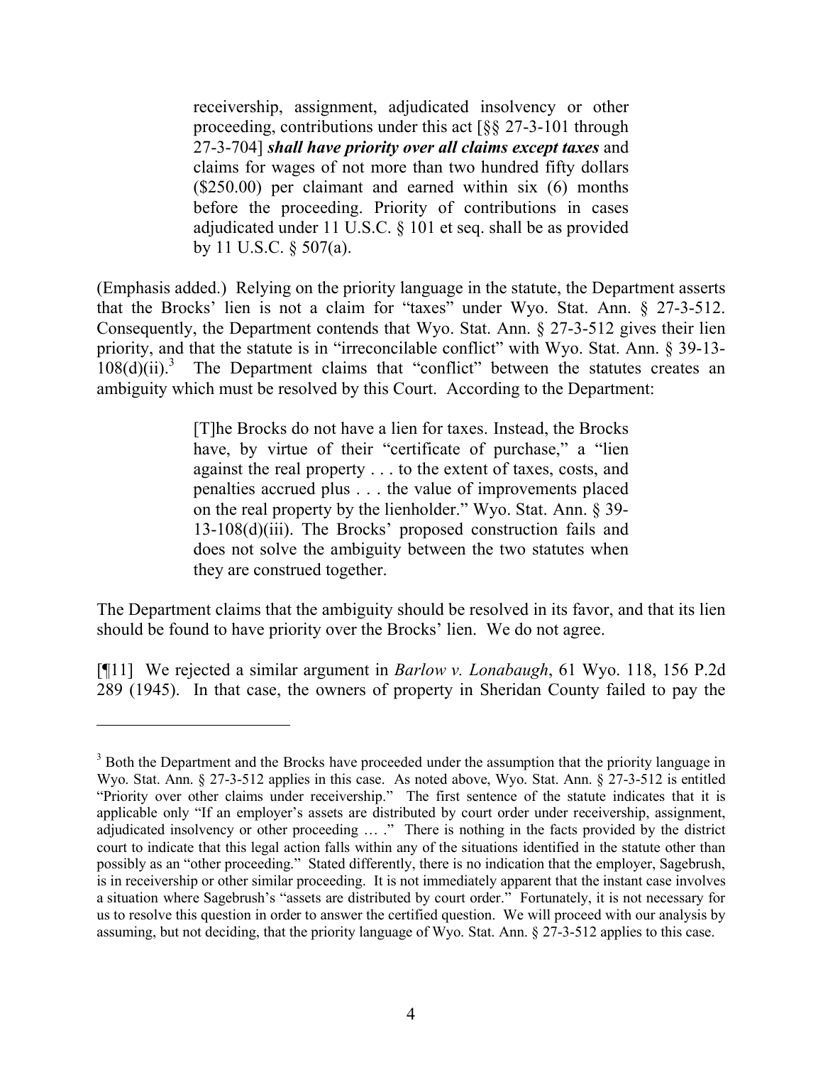> receivership, assignment, adjudicated insolvency or other proceeding, contributions under this act [§§ 27-3-101 through 27-3-704] ***shall have priority over all claims except taxes*** and claims for wages of not more than two hundred fifty dollars ($250.00) per claimant and earned within six (6) months before the proceeding. Priority of contributions in cases adjudicated under 11 U.S.C. § 101 et seq. shall be as provided by 11 U.S.C. § 507(a).

(Emphasis added.) Relying on the priority language in the statute, the Department asserts that the Brocks' lien is not a claim for "taxes" under Wyo. Stat. Ann. § 27-3-512. Consequently, the Department contends that Wyo. Stat. Ann. § 27-3-512 gives their lien priority, and that the statute is in "irreconcilable conflict" with Wyo. Stat. Ann. § 39-13-108(d)(ii).[3] The Department claims that "conflict" between the statutes creates an ambiguity which must be resolved by this Court. According to the Department:

> [T]he Brocks do not have a lien for taxes. Instead, the Brocks have, by virtue of their "certificate of purchase," a "lien against the real property . . . to the extent of taxes, costs, and penalties accrued plus . . . the value of improvements placed on the real property by the lienholder." Wyo. Stat. Ann. § 39-13-108(d)(iii). The Brocks' proposed construction fails and does not solve the ambiguity between the two statutes when they are construed together.

The Department claims that the ambiguity should be resolved in its favor, and that its lien should be found to have priority over the Brocks' lien. We do not agree.

[¶11] We rejected a similar argument in *Barlow v. Lonabaugh*, 61 Wyo. 118, 156 P.2d 289 (1945). In that case, the owners of property in Sheridan County failed to pay the

---

[3] Both the Department and the Brocks have proceeded under the assumption that the priority language in Wyo. Stat. Ann. § 27-3-512 applies in this case. As noted above, Wyo. Stat. Ann. § 27-3-512 is entitled "Priority over other claims under receivership." The first sentence of the statute indicates that it is applicable only "If an employer's assets are distributed by court order under receivership, assignment, adjudicated insolvency or other proceeding … ." There is nothing in the facts provided by the district court to indicate that this legal action falls within any of the situations identified in the statute other than possibly as an "other proceeding." Stated differently, there is no indication that the employer, Sagebrush, is in receivership or other similar proceeding. It is not immediately apparent that the instant case involves a situation where Sagebrush's "assets are distributed by court order." Fortunately, it is not necessary for us to resolve this question in order to answer the certified question. We will proceed with our analysis by assuming, but not deciding, that the priority language of Wyo. Stat. Ann. § 27-3-512 applies to this case.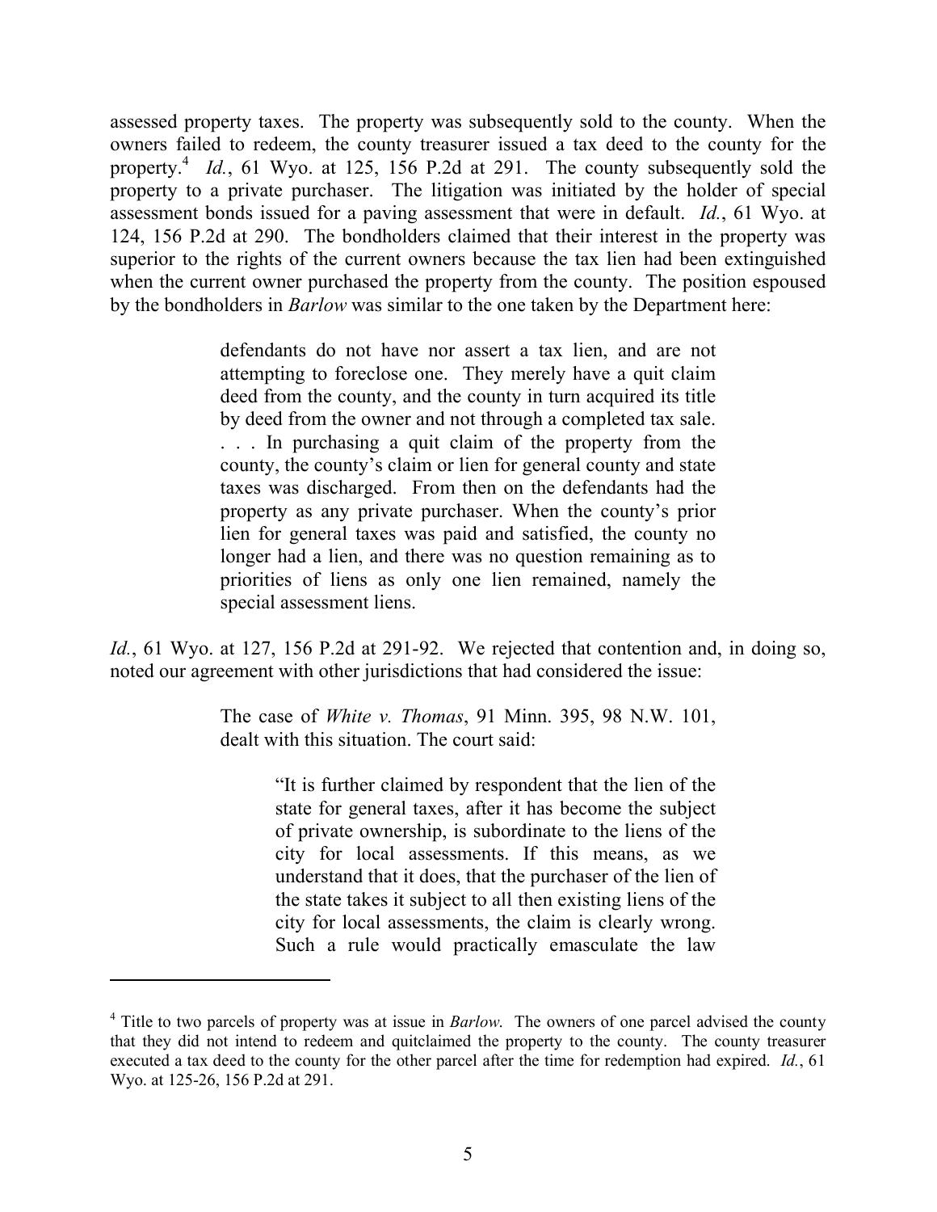assessed property taxes. The property was subsequently sold to the county. When the owners failed to redeem, the county treasurer issued a tax deed to the county for the property.[4] *Id.*, 61 Wyo. at 125, 156 P.2d at 291. The county subsequently sold the property to a private purchaser. The litigation was initiated by the holder of special assessment bonds issued for a paving assessment that were in default. *Id.*, 61 Wyo. at 124, 156 P.2d at 290. The bondholders claimed that their interest in the property was superior to the rights of the current owners because the tax lien had been extinguished when the current owner purchased the property from the county. The position espoused by the bondholders in *Barlow* was similar to the one taken by the Department here:

> defendants do not have nor assert a tax lien, and are not attempting to foreclose one. They merely have a quit claim deed from the county, and the county in turn acquired its title by deed from the owner and not through a completed tax sale. . . . In purchasing a quit claim of the property from the county, the county's claim or lien for general county and state taxes was discharged. From then on the defendants had the property as any private purchaser. When the county's prior lien for general taxes was paid and satisfied, the county no longer had a lien, and there was no question remaining as to priorities of liens as only one lien remained, namely the special assessment liens.

*Id.*, 61 Wyo. at 127, 156 P.2d at 291-92. We rejected that contention and, in doing so, noted our agreement with other jurisdictions that had considered the issue:

> The case of *White v. Thomas*, 91 Minn. 395, 98 N.W. 101, dealt with this situation. The court said:
>
> > "It is further claimed by respondent that the lien of the state for general taxes, after it has become the subject of private ownership, is subordinate to the liens of the city for local assessments. If this means, as we understand that it does, that the purchaser of the lien of the state takes it subject to all then existing liens of the city for local assessments, the claim is clearly wrong. Such a rule would practically emasculate the law

---

[4] Title to two parcels of property was at issue in *Barlow*. The owners of one parcel advised the county that they did not intend to redeem and quitclaimed the property to the county. The county treasurer executed a tax deed to the county for the other parcel after the time for redemption had expired. *Id.*, 61 Wyo. at 125-26, 156 P.2d at 291.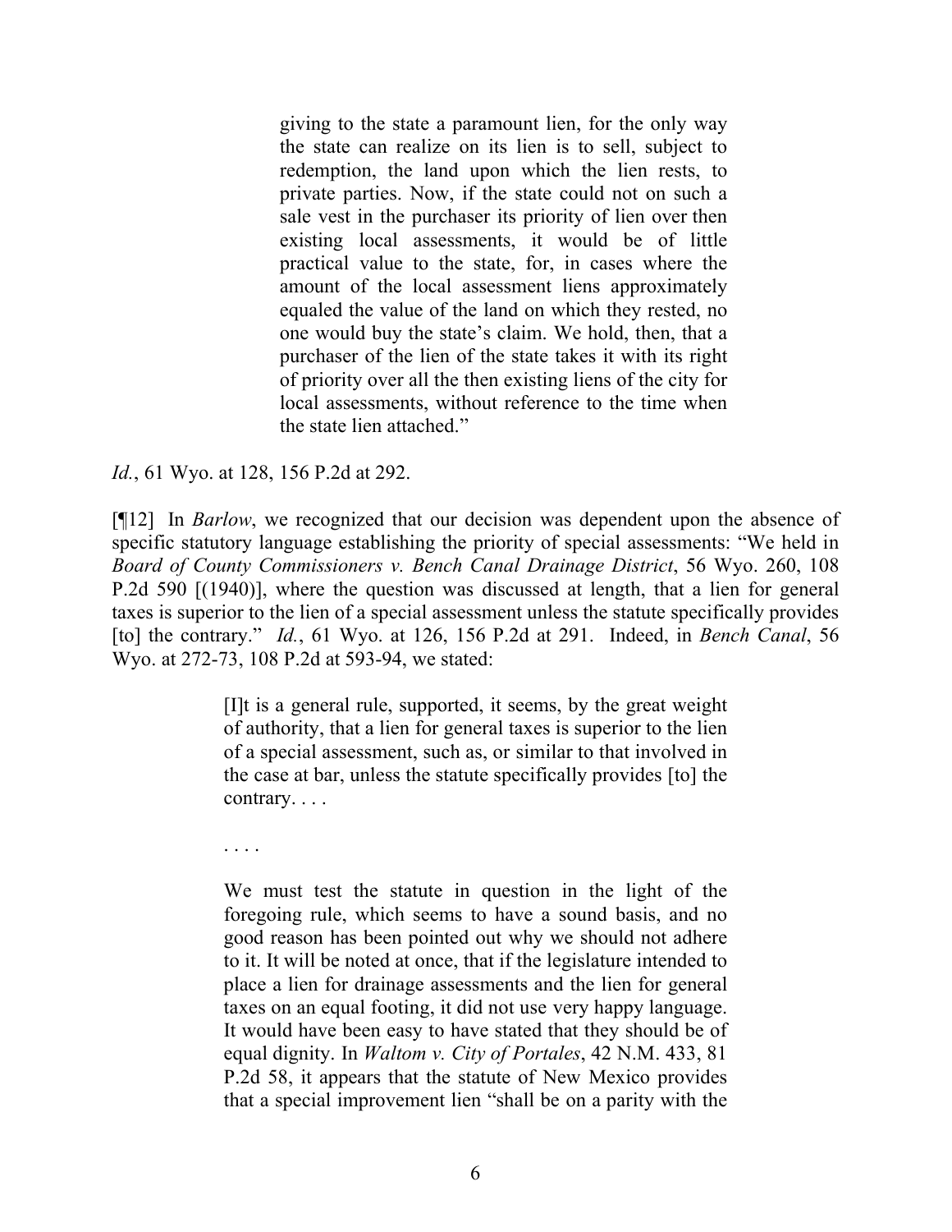> giving to the state a paramount lien, for the only way the state can realize on its lien is to sell, subject to redemption, the land upon which the lien rests, to private parties. Now, if the state could not on such a sale vest in the purchaser its priority of lien over then existing local assessments, it would be of little practical value to the state, for, in cases where the amount of the local assessment liens approximately equaled the value of the land on which they rested, no one would buy the state's claim. We hold, then, that a purchaser of the lien of the state takes it with its right of priority over all the then existing liens of the city for local assessments, without reference to the time when the state lien attached."

*Id.*, 61 Wyo. at 128, 156 P.2d at 292.

[¶12] In *Barlow*, we recognized that our decision was dependent upon the absence of specific statutory language establishing the priority of special assessments: "We held in *Board of County Commissioners v. Bench Canal Drainage District*, 56 Wyo. 260, 108 P.2d 590 [(1940)], where the question was discussed at length, that a lien for general taxes is superior to the lien of a special assessment unless the statute specifically provides [to] the contrary." *Id.*, 61 Wyo. at 126, 156 P.2d at 291. Indeed, in *Bench Canal*, 56 Wyo. at 272-73, 108 P.2d at 593-94, we stated:

> [I]t is a general rule, supported, it seems, by the great weight of authority, that a lien for general taxes is superior to the lien of a special assessment, such as, or similar to that involved in the case at bar, unless the statute specifically provides [to] the contrary. . . .
>
> . . . .
>
> We must test the statute in question in the light of the foregoing rule, which seems to have a sound basis, and no good reason has been pointed out why we should not adhere to it. It will be noted at once, that if the legislature intended to place a lien for drainage assessments and the lien for general taxes on an equal footing, it did not use very happy language. It would have been easy to have stated that they should be of equal dignity. In *Waltom v. City of Portales*, 42 N.M. 433, 81 P.2d 58, it appears that the statute of New Mexico provides that a special improvement lien "shall be on a parity with the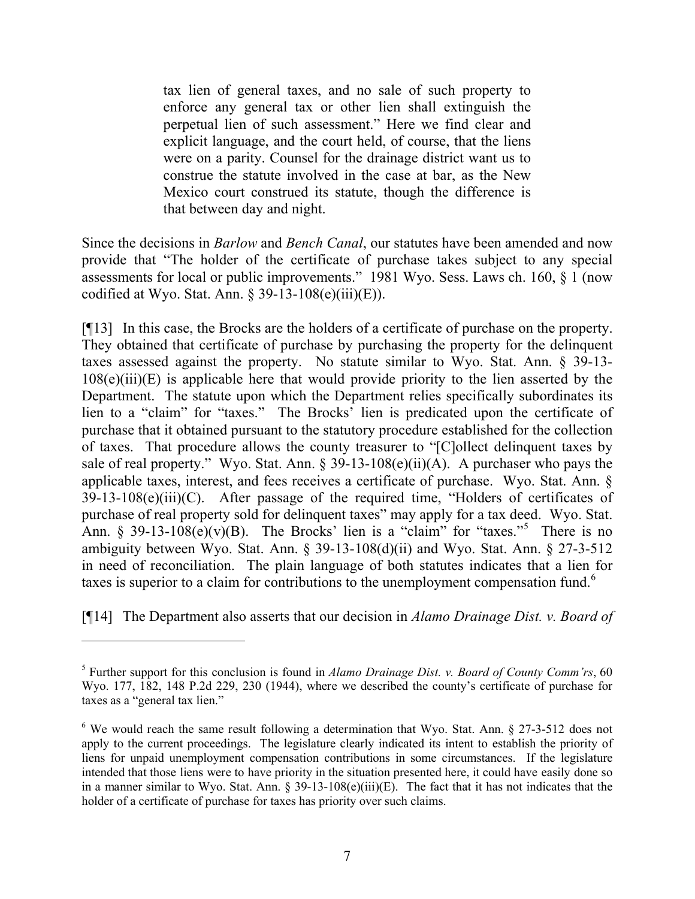> tax lien of general taxes, and no sale of such property to enforce any general tax or other lien shall extinguish the perpetual lien of such assessment." Here we find clear and explicit language, and the court held, of course, that the liens were on a parity. Counsel for the drainage district want us to construe the statute involved in the case at bar, as the New Mexico court construed its statute, though the difference is that between day and night.

Since the decisions in *Barlow* and *Bench Canal*, our statutes have been amended and now provide that "The holder of the certificate of purchase takes subject to any special assessments for local or public improvements." 1981 Wyo. Sess. Laws ch. 160, § 1 (now codified at Wyo. Stat. Ann. § 39-13-108(e)(iii)(E)).

[¶13] In this case, the Brocks are the holders of a certificate of purchase on the property. They obtained that certificate of purchase by purchasing the property for the delinquent taxes assessed against the property. No statute similar to Wyo. Stat. Ann. § 39-13-108(e)(iii)(E) is applicable here that would provide priority to the lien asserted by the Department. The statute upon which the Department relies specifically subordinates its lien to a "claim" for "taxes." The Brocks' lien is predicated upon the certificate of purchase that it obtained pursuant to the statutory procedure established for the collection of taxes. That procedure allows the county treasurer to "[C]ollect delinquent taxes by sale of real property." Wyo. Stat. Ann. § 39-13-108(e)(ii)(A). A purchaser who pays the applicable taxes, interest, and fees receives a certificate of purchase. Wyo. Stat. Ann. § 39-13-108(e)(iii)(C). After passage of the required time, "Holders of certificates of purchase of real property sold for delinquent taxes" may apply for a tax deed. Wyo. Stat. Ann. § 39-13-108(e)(v)(B). The Brocks' lien is a "claim" for "taxes."[5] There is no ambiguity between Wyo. Stat. Ann. § 39-13-108(d)(ii) and Wyo. Stat. Ann. § 27-3-512 in need of reconciliation. The plain language of both statutes indicates that a lien for taxes is superior to a claim for contributions to the unemployment compensation fund.[6]

[¶14] The Department also asserts that our decision in *Alamo Drainage Dist. v. Board of*

---

[5] Further support for this conclusion is found in *Alamo Drainage Dist. v. Board of County Comm'rs*, 60 Wyo. 177, 182, 148 P.2d 229, 230 (1944), where we described the county's certificate of purchase for taxes as a "general tax lien."

[6] We would reach the same result following a determination that Wyo. Stat. Ann. § 27-3-512 does not apply to the current proceedings. The legislature clearly indicated its intent to establish the priority of liens for unpaid unemployment compensation contributions in some circumstances. If the legislature intended that those liens were to have priority in the situation presented here, it could have easily done so in a manner similar to Wyo. Stat. Ann. § 39-13-108(e)(iii)(E). The fact that it has not indicates that the holder of a certificate of purchase for taxes has priority over such claims.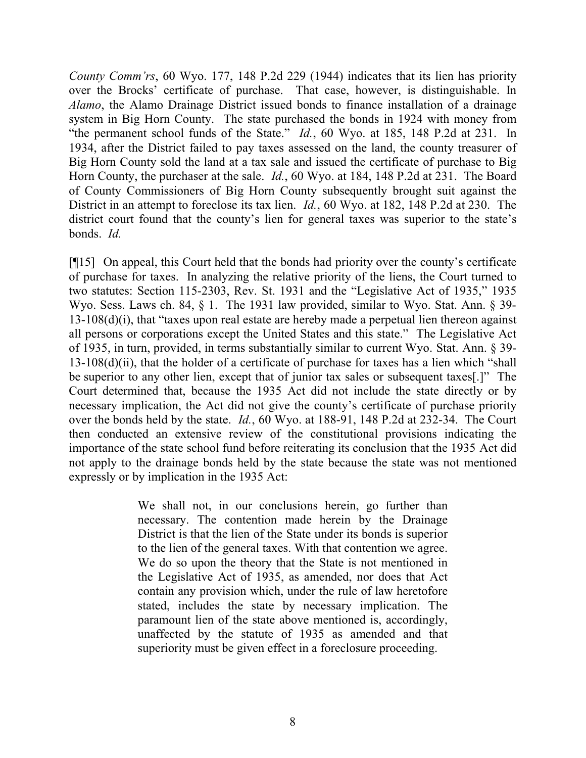*County Comm'rs*, 60 Wyo. 177, 148 P.2d 229 (1944) indicates that its lien has priority over the Brocks' certificate of purchase. That case, however, is distinguishable. In *Alamo*, the Alamo Drainage District issued bonds to finance installation of a drainage system in Big Horn County. The state purchased the bonds in 1924 with money from "the permanent school funds of the State." *Id.*, 60 Wyo. at 185, 148 P.2d at 231. In 1934, after the District failed to pay taxes assessed on the land, the county treasurer of Big Horn County sold the land at a tax sale and issued the certificate of purchase to Big Horn County, the purchaser at the sale. *Id.*, 60 Wyo. at 184, 148 P.2d at 231. The Board of County Commissioners of Big Horn County subsequently brought suit against the District in an attempt to foreclose its tax lien. *Id.*, 60 Wyo. at 182, 148 P.2d at 230. The district court found that the county's lien for general taxes was superior to the state's bonds. *Id.*

[¶15] On appeal, this Court held that the bonds had priority over the county's certificate of purchase for taxes. In analyzing the relative priority of the liens, the Court turned to two statutes: Section 115-2303, Rev. St. 1931 and the "Legislative Act of 1935," 1935 Wyo. Sess. Laws ch. 84, § 1. The 1931 law provided, similar to Wyo. Stat. Ann. § 39-13-108(d)(i), that "taxes upon real estate are hereby made a perpetual lien thereon against all persons or corporations except the United States and this state." The Legislative Act of 1935, in turn, provided, in terms substantially similar to current Wyo. Stat. Ann. § 39-13-108(d)(ii), that the holder of a certificate of purchase for taxes has a lien which "shall be superior to any other lien, except that of junior tax sales or subsequent taxes[.]" The Court determined that, because the 1935 Act did not include the state directly or by necessary implication, the Act did not give the county's certificate of purchase priority over the bonds held by the state. *Id.*, 60 Wyo. at 188-91, 148 P.2d at 232-34. The Court then conducted an extensive review of the constitutional provisions indicating the importance of the state school fund before reiterating its conclusion that the 1935 Act did not apply to the drainage bonds held by the state because the state was not mentioned expressly or by implication in the 1935 Act:

> We shall not, in our conclusions herein, go further than necessary. The contention made herein by the Drainage District is that the lien of the State under its bonds is superior to the lien of the general taxes. With that contention we agree. We do so upon the theory that the State is not mentioned in the Legislative Act of 1935, as amended, nor does that Act contain any provision which, under the rule of law heretofore stated, includes the state by necessary implication. The paramount lien of the state above mentioned is, accordingly, unaffected by the statute of 1935 as amended and that superiority must be given effect in a foreclosure proceeding.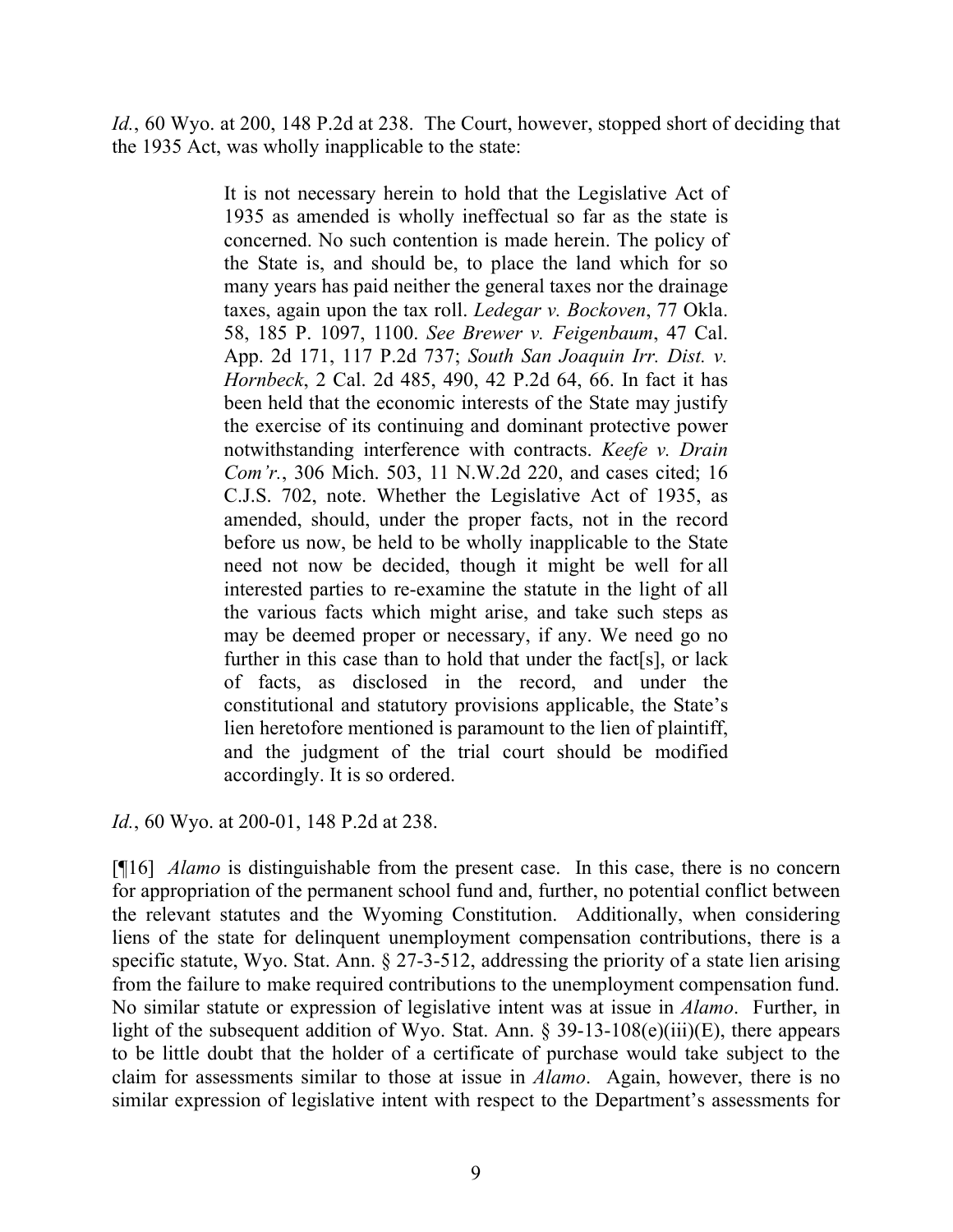*Id.*, 60 Wyo. at 200, 148 P.2d at 238. The Court, however, stopped short of deciding that the 1935 Act, was wholly inapplicable to the state:

> It is not necessary herein to hold that the Legislative Act of 1935 as amended is wholly ineffectual so far as the state is concerned. No such contention is made herein. The policy of the State is, and should be, to place the land which for so many years has paid neither the general taxes nor the drainage taxes, again upon the tax roll. *Ledegar v. Bockoven*, 77 Okla. 58, 185 P. 1097, 1100. *See Brewer v. Feigenbaum*, 47 Cal. App. 2d 171, 117 P.2d 737; *South San Joaquin Irr. Dist. v. Hornbeck*, 2 Cal. 2d 485, 490, 42 P.2d 64, 66. In fact it has been held that the economic interests of the State may justify the exercise of its continuing and dominant protective power notwithstanding interference with contracts. *Keefe v. Drain Com'r.*, 306 Mich. 503, 11 N.W.2d 220, and cases cited; 16 C.J.S. 702, note. Whether the Legislative Act of 1935, as amended, should, under the proper facts, not in the record before us now, be held to be wholly inapplicable to the State need not now be decided, though it might be well for all interested parties to re-examine the statute in the light of all the various facts which might arise, and take such steps as may be deemed proper or necessary, if any. We need go no further in this case than to hold that under the fact[s], or lack of facts, as disclosed in the record, and under the constitutional and statutory provisions applicable, the State's lien heretofore mentioned is paramount to the lien of plaintiff, and the judgment of the trial court should be modified accordingly. It is so ordered.

*Id.*, 60 Wyo. at 200-01, 148 P.2d at 238.

[¶16] *Alamo* is distinguishable from the present case. In this case, there is no concern for appropriation of the permanent school fund and, further, no potential conflict between the relevant statutes and the Wyoming Constitution. Additionally, when considering liens of the state for delinquent unemployment compensation contributions, there is a specific statute, Wyo. Stat. Ann. § 27-3-512, addressing the priority of a state lien arising from the failure to make required contributions to the unemployment compensation fund. No similar statute or expression of legislative intent was at issue in *Alamo*. Further, in light of the subsequent addition of Wyo. Stat. Ann. § 39-13-108(e)(iii)(E), there appears to be little doubt that the holder of a certificate of purchase would take subject to the claim for assessments similar to those at issue in *Alamo*. Again, however, there is no similar expression of legislative intent with respect to the Department's assessments for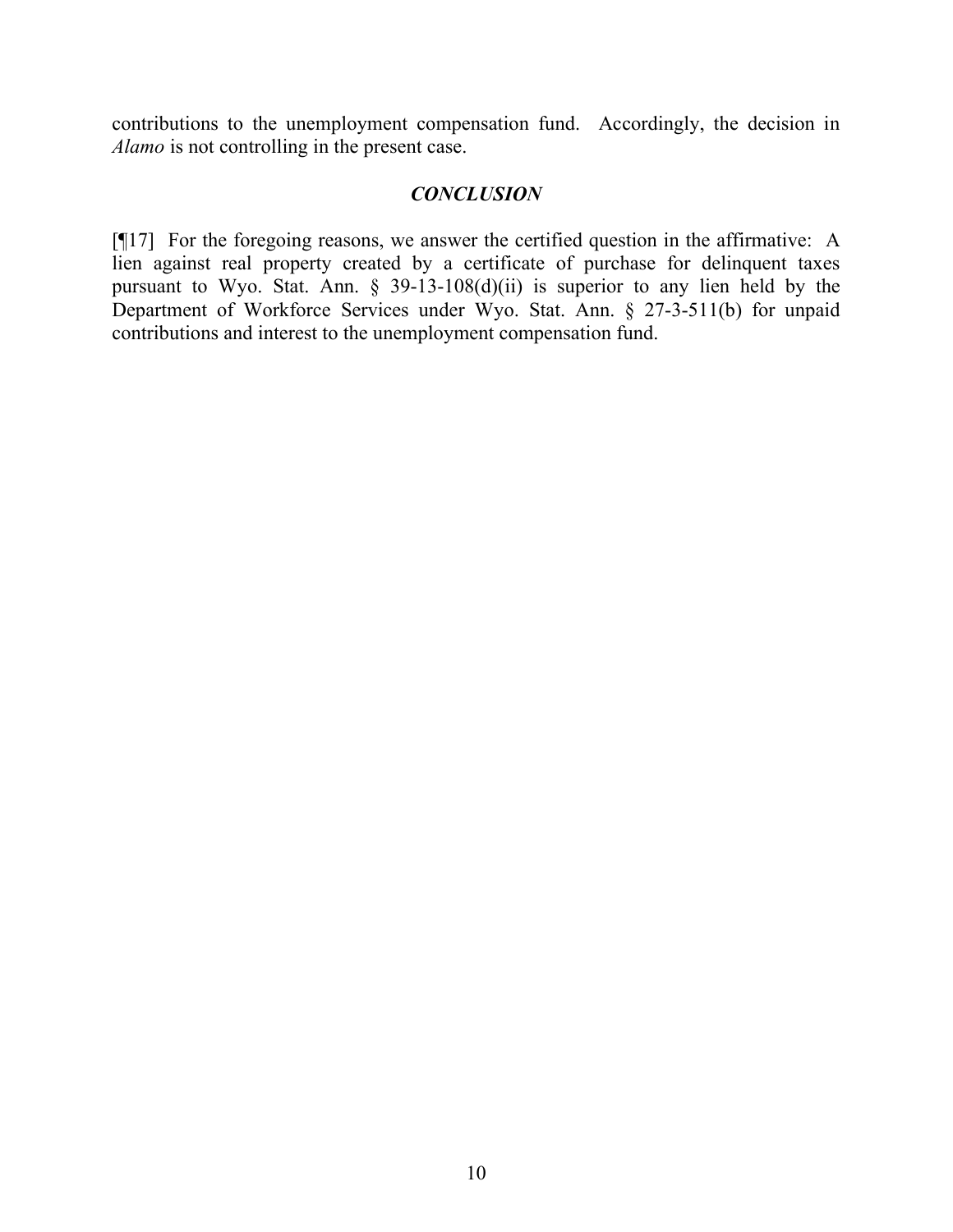contributions to the unemployment compensation fund. Accordingly, the decision in *Alamo* is not controlling in the present case.

### *CONCLUSION*

[¶17] For the foregoing reasons, we answer the certified question in the affirmative: A lien against real property created by a certificate of purchase for delinquent taxes pursuant to Wyo. Stat. Ann. § 39-13-108(d)(ii) is superior to any lien held by the Department of Workforce Services under Wyo. Stat. Ann. § 27-3-511(b) for unpaid contributions and interest to the unemployment compensation fund.